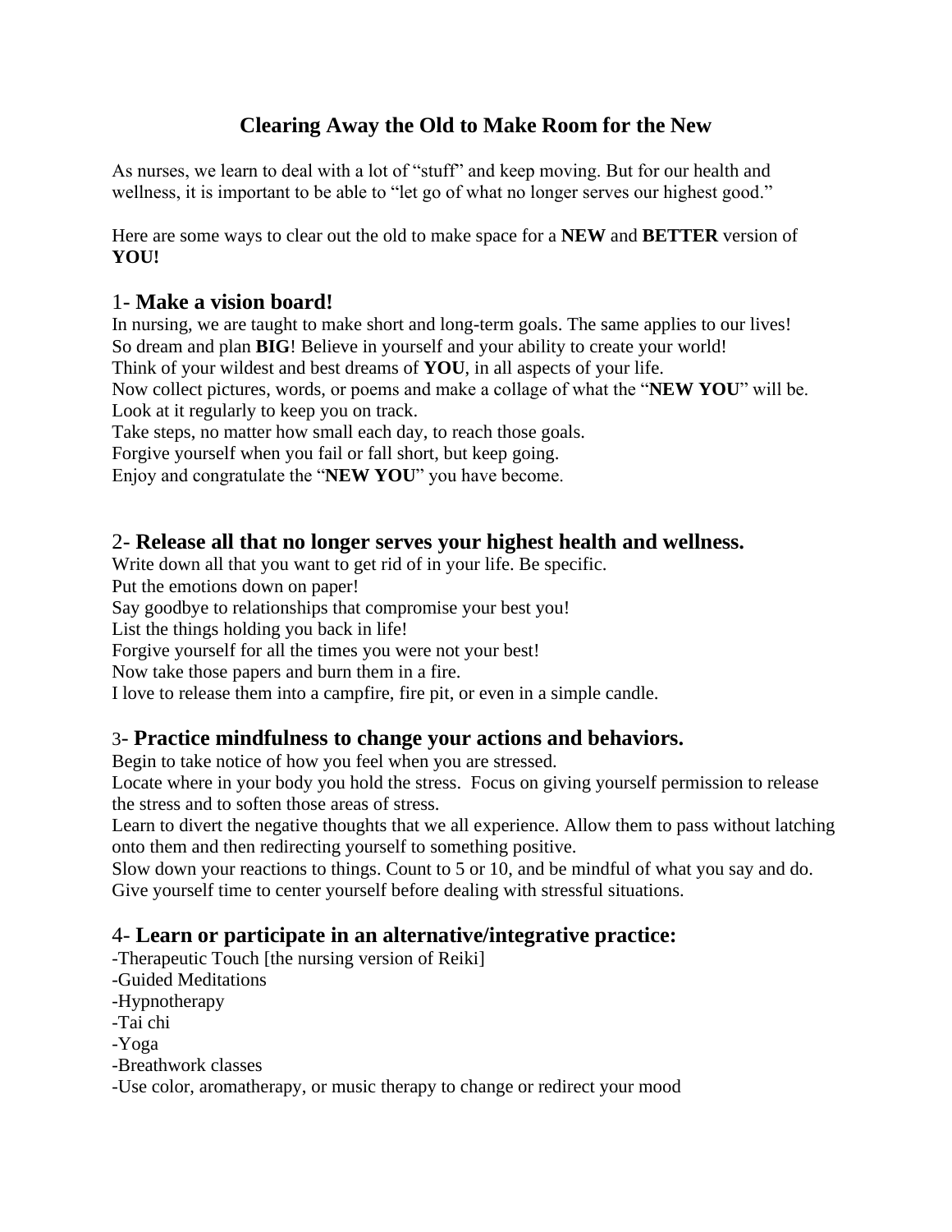# Clearing Away the Old to Make Room for the New

As nurses, we learn to deal with a lot of "stuff" and keep moving. But for our health and wellness, it is important to be able to "let go of what no longer serves our highest good."

Here are some ways to clear out the old to make space for a **NEW** and **BETTER** version of **YOU!**

## 1- **Make a vision board!**

In nursing, we are taught to make short and long-term goals. The same applies to our lives!
So dream and plan **BIG**! Believe in yourself and your ability to create your world!
Think of your wildest and best dreams of **YOU**, in all aspects of your life.
Now collect pictures, words, or poems and make a collage of what the "**NEW YOU**" will be.
Look at it regularly to keep you on track.
Take steps, no matter how small each day, to reach those goals.
Forgive yourself when you fail or fall short, but keep going.
Enjoy and congratulate the "**NEW YOU**" you have become.

## 2- **Release all that no longer serves your highest health and wellness.**

Write down all that you want to get rid of in your life. Be specific.
Put the emotions down on paper!
Say goodbye to relationships that compromise your best you!
List the things holding you back in life!
Forgive yourself for all the times you were not your best!
Now take those papers and burn them in a fire.
I love to release them into a campfire, fire pit, or even in a simple candle.

## 3- **Practice mindfulness to change your actions and behaviors.**

Begin to take notice of how you feel when you are stressed.
Locate where in your body you hold the stress. Focus on giving yourself permission to release the stress and to soften those areas of stress.
Learn to divert the negative thoughts that we all experience. Allow them to pass without latching onto them and then redirecting yourself to something positive.
Slow down your reactions to things. Count to 5 or 10, and be mindful of what you say and do.
Give yourself time to center yourself before dealing with stressful situations.

## 4- **Learn or participate in an alternative/integrative practice:**

-Therapeutic Touch [the nursing version of Reiki]
-Guided Meditations
-Hypnotherapy
-Tai chi
-Yoga
-Breathwork classes
-Use color, aromatherapy, or music therapy to change or redirect your mood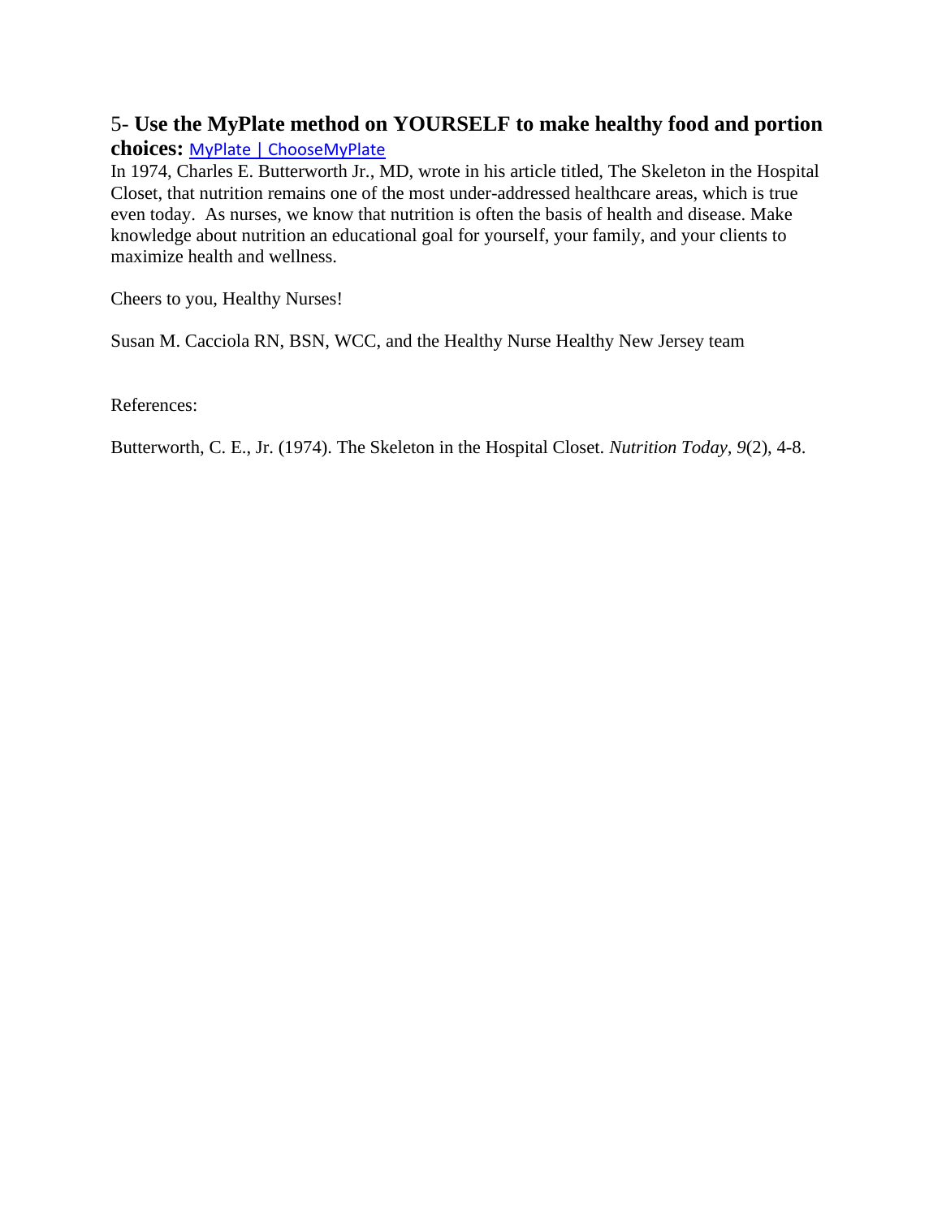5- **Use the MyPlate method on YOURSELF to make healthy food and portion choices:** [MyPlate | ChooseMyPlate]

In 1974, Charles E. Butterworth Jr., MD, wrote in his article titled, The Skeleton in the Hospital Closet, that nutrition remains one of the most under-addressed healthcare areas, which is true even today. As nurses, we know that nutrition is often the basis of health and disease. Make knowledge about nutrition an educational goal for yourself, your family, and your clients to maximize health and wellness.

Cheers to you, Healthy Nurses!

Susan M. Cacciola RN, BSN, WCC, and the Healthy Nurse Healthy New Jersey team

References:

Butterworth, C. E., Jr. (1974). The Skeleton in the Hospital Closet. *Nutrition Today*, *9*(2), 4-8.